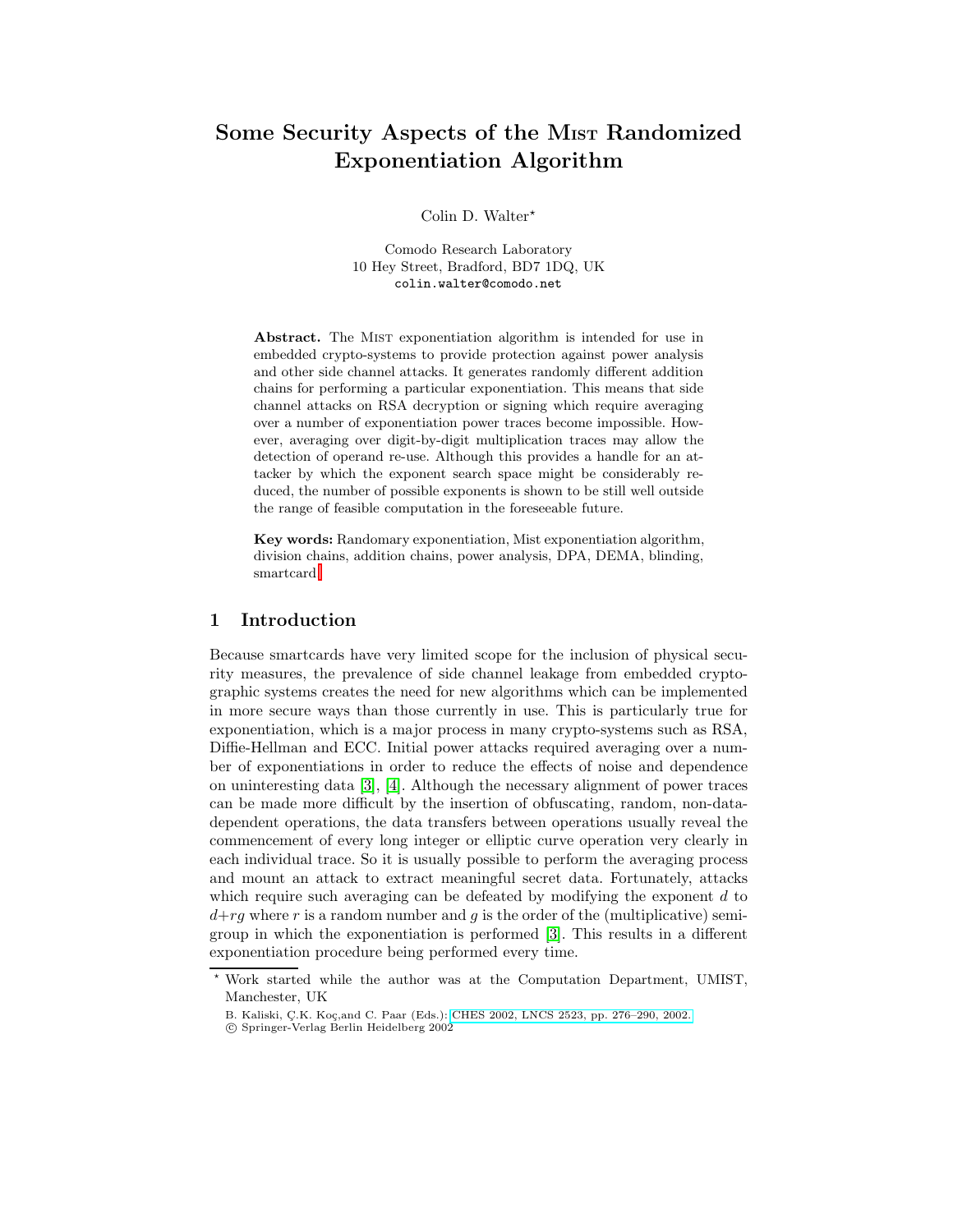# Some Security Aspects of the MIST Randomized Exponentiation Algorithm

Colin D. Walter*

Comodo Research Laboratory
10 Hey Street, Bradford, BD7 1DQ, UK
colin.walter@comodo.net

**Abstract.** The MIST exponentiation algorithm is intended for use in embedded crypto-systems to provide protection against power analysis and other side channel attacks. It generates randomly different addition chains for performing a particular exponentiation. This means that side channel attacks on RSA decryption or signing which require averaging over a number of exponentiation power traces become impossible. However, averaging over digit-by-digit multiplication traces may allow the detection of operand re-use. Although this provides a handle for an attacker by which the exponent search space might be considerably reduced, the number of possible exponents is shown to be still well outside the range of feasible computation in the foreseeable future.

**Key words:** Randomary exponentiation, Mist exponentiation algorithm, division chains, addition chains, power analysis, DPA, DEMA, blinding, smartcard.

## 1 Introduction

Because smartcards have very limited scope for the inclusion of physical security measures, the prevalence of side channel leakage from embedded cryptographic systems creates the need for new algorithms which can be implemented in more secure ways than those currently in use. This is particularly true for exponentiation, which is a major process in many crypto-systems such as RSA, Diffie-Hellman and ECC. Initial power attacks required averaging over a number of exponentiations in order to reduce the effects of noise and dependence on uninteresting data [3], [4]. Although the necessary alignment of power traces can be made more difficult by the insertion of obfuscating, random, non-data-dependent operations, the data transfers between operations usually reveal the commencement of every long integer or elliptic curve operation very clearly in each individual trace. So it is usually possible to perform the averaging process and mount an attack to extract meaningful secret data. Fortunately, attacks which require such averaging can be defeated by modifying the exponent $d$ to $d+rg$ where $r$ is a random number and $g$ is the order of the (multiplicative) semigroup in which the exponentiation is performed [3]. This results in a different exponentiation procedure being performed every time.

* Work started while the author was at the Computation Department, UMIST, Manchester, UK

B. Kaliski, Ç.K. Koç, and C. Paar (Eds.): CHES 2002, LNCS 2523, pp. 276–290, 2002.
© Springer-Verlag Berlin Heidelberg 2002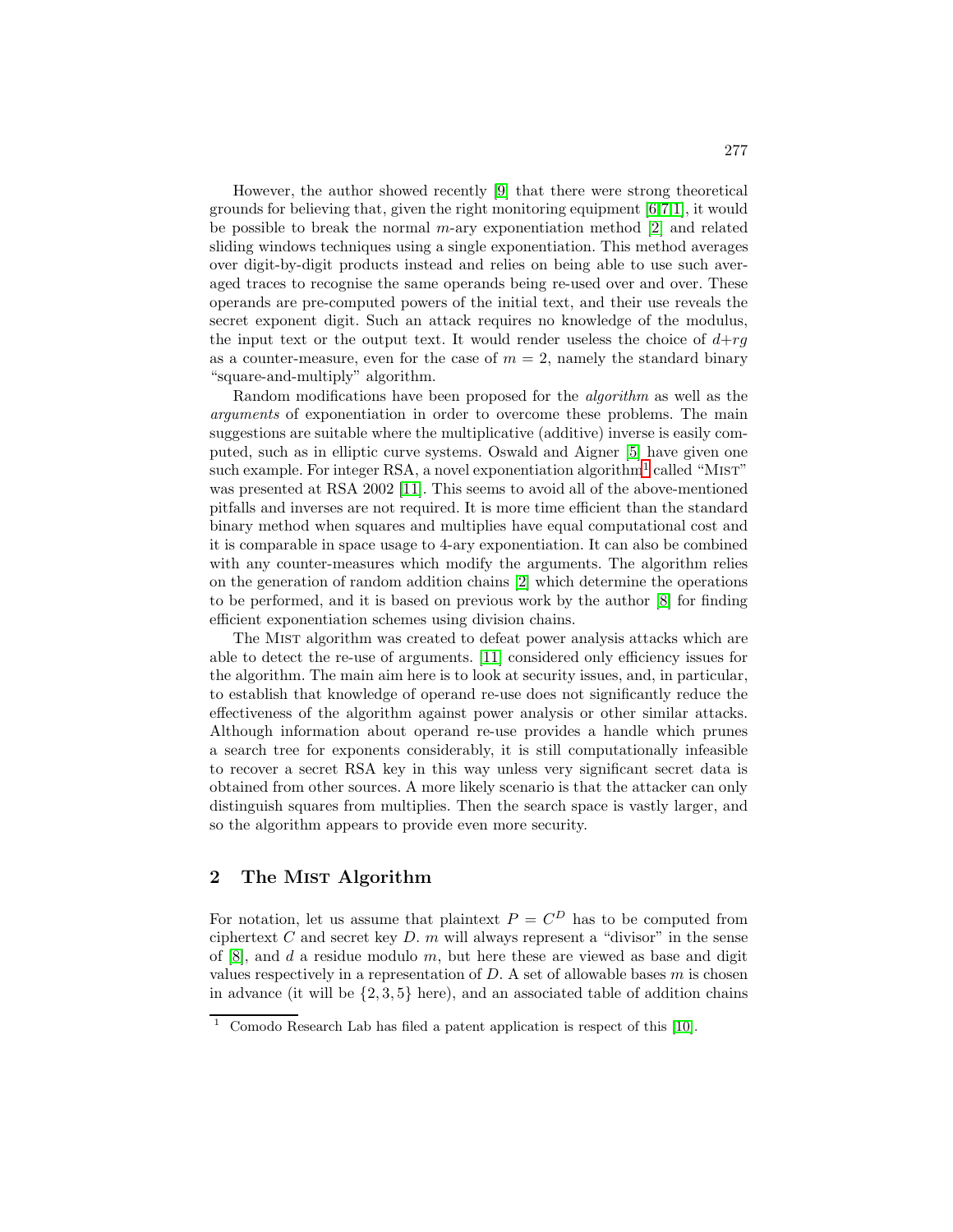However, the author showed recently [9] that there were strong theoretical grounds for believing that, given the right monitoring equipment [6,7,1], it would be possible to break the normal $m$-ary exponentiation method [2] and related sliding windows techniques using a single exponentiation. This method averages over digit-by-digit products instead and relies on being able to use such averaged traces to recognise the same operands being re-used over and over. These operands are pre-computed powers of the initial text, and their use reveals the secret exponent digit. Such an attack requires no knowledge of the modulus, the input text or the output text. It would render useless the choice of $d+rg$ as a counter-measure, even for the case of $m = 2$, namely the standard binary "square-and-multiply" algorithm.

Random modifications have been proposed for the *algorithm* as well as the *arguments* of exponentiation in order to overcome these problems. The main suggestions are suitable where the multiplicative (additive) inverse is easily computed, such as in elliptic curve systems. Oswald and Aigner [5] have given one such example. For integer RSA, a novel exponentiation algorithm[1] called "Mist" was presented at RSA 2002 [11]. This seems to avoid all of the above-mentioned pitfalls and inverses are not required. It is more time efficient than the standard binary method when squares and multiplies have equal computational cost and it is comparable in space usage to 4-ary exponentiation. It can also be combined with any counter-measures which modify the arguments. The algorithm relies on the generation of random addition chains [2] which determine the operations to be performed, and it is based on previous work by the author [8] for finding efficient exponentiation schemes using division chains.

The Mist algorithm was created to defeat power analysis attacks which are able to detect the re-use of arguments. [11] considered only efficiency issues for the algorithm. The main aim here is to look at security issues, and, in particular, to establish that knowledge of operand re-use does not significantly reduce the effectiveness of the algorithm against power analysis or other similar attacks. Although information about operand re-use provides a handle which prunes a search tree for exponents considerably, it is still computationally infeasible to recover a secret RSA key in this way unless very significant secret data is obtained from other sources. A more likely scenario is that the attacker can only distinguish squares from multiplies. Then the search space is vastly larger, and so the algorithm appears to provide even more security.

## 2 The Mist Algorithm

For notation, let us assume that plaintext $P = C^D$ has to be computed from ciphertext $C$ and secret key $D$. $m$ will always represent a "divisor" in the sense of [8], and $d$ a residue modulo $m$, but here these are viewed as base and digit values respectively in a representation of $D$. A set of allowable bases $m$ is chosen in advance (it will be $\{2, 3, 5\}$ here), and an associated table of addition chains

[1] Comodo Research Lab has filed a patent application is respect of this [10].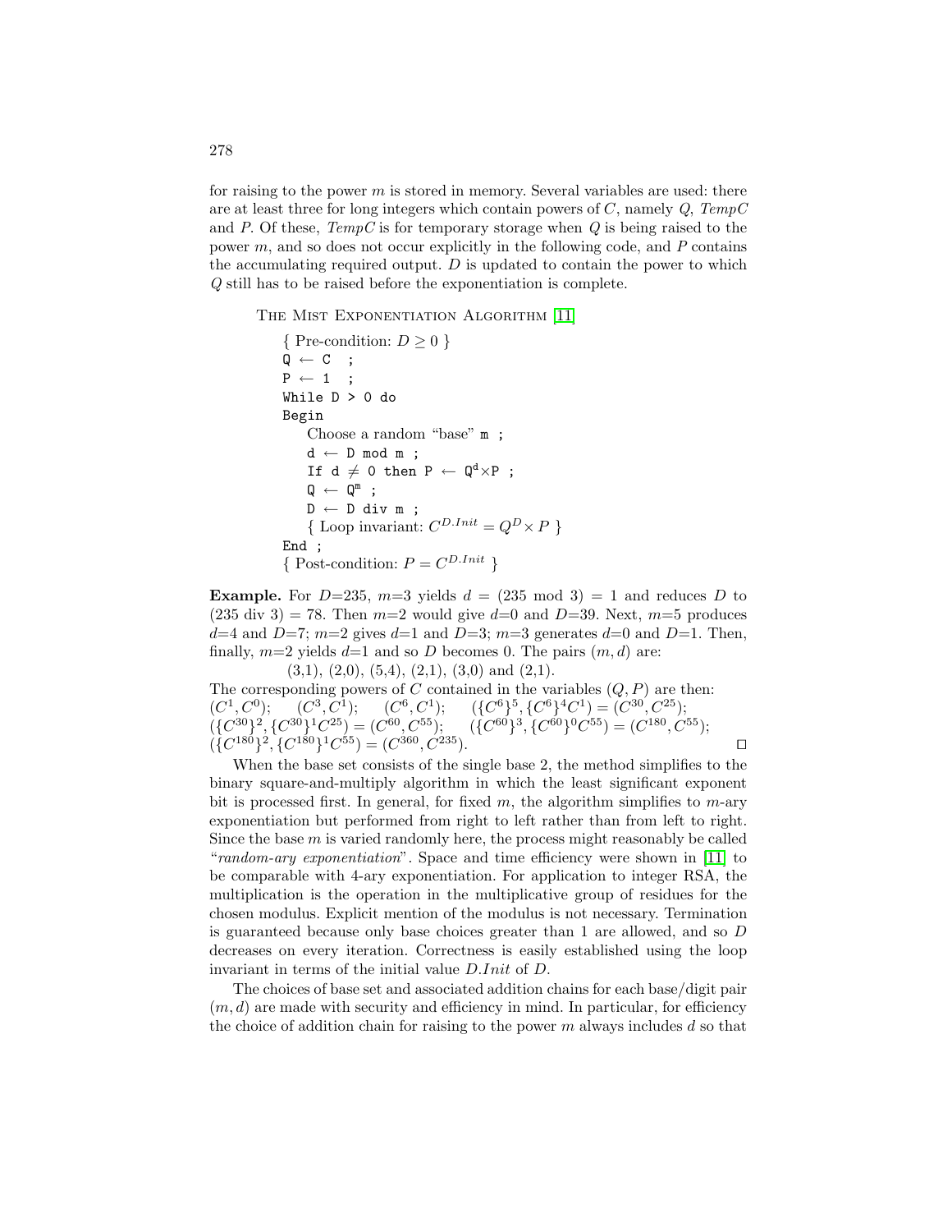for raising to the power $m$ is stored in memory. Several variables are used: there are at least three for long integers which contain powers of $C$, namely $Q$, $TempC$ and $P$. Of these, $TempC$ is for temporary storage when $Q$ is being raised to the power $m$, and so does not occur explicitly in the following code, and $P$ contains the accumulating required output. $D$ is updated to contain the power to which $Q$ still has to be raised before the exponentiation is complete.

The Mist Exponentiation Algorithm [11]

```
{ Pre-condition: D ≥ 0 }
Q ← C  ;
P ← 1  ;
While D > 0 do
Begin
    Choose a random "base" m ;
    d ← D mod m ;
    If d ≠ 0 then P ← Q^d×P ;
    Q ← Q^m ;
    D ← D div m ;
    { Loop invariant: C^(D.Init) = Q^D × P }
End ;
{ Post-condition: P = C^(D.Init) }
```

**Example.** For $D$=235, $m$=3 yields $d$ = (235 mod 3) = 1 and reduces $D$ to (235 div 3) = 78. Then $m$=2 would give $d$=0 and $D$=39. Next, $m$=5 produces $d$=4 and $D$=7; $m$=2 gives $d$=1 and $D$=3; $m$=3 generates $d$=0 and $D$=1. Then, finally, $m$=2 yields $d$=1 and so $D$ becomes 0. The pairs $(m, d)$ are:

(3,1), (2,0), (5,4), (2,1), (3,0) and (2,1).

The corresponding powers of $C$ contained in the variables $(Q, P)$ are then: $(C^1, C^0)$; $(C^3, C^1)$; $(C^6, C^1)$; $(\{C^6\}^5, \{C^6\}^4C^1) = (C^{30}, C^{25})$; $(\{C^{30}\}^2, \{C^{30}\}^1C^{25}) = (C^{60}, C^{55})$; $(\{C^{60}\}^3, \{C^{60}\}^0C^{55}) = (C^{180}, C^{55})$; $(\{C^{180}\}^2, \{C^{180}\}^1C^{55}) = (C^{360}, C^{235})$. □

When the base set consists of the single base 2, the method simplifies to the binary square-and-multiply algorithm in which the least significant exponent bit is processed first. In general, for fixed $m$, the algorithm simplifies to $m$-ary exponentiation but performed from right to left rather than from left to right. Since the base $m$ is varied randomly here, the process might reasonably be called "*random-ary exponentiation*". Space and time efficiency were shown in [11] to be comparable with 4-ary exponentiation. For application to integer RSA, the multiplication is the operation in the multiplicative group of residues for the chosen modulus. Explicit mention of the modulus is not necessary. Termination is guaranteed because only base choices greater than 1 are allowed, and so $D$ decreases on every iteration. Correctness is easily established using the loop invariant in terms of the initial value $D.Init$ of $D$.

The choices of base set and associated addition chains for each base/digit pair $(m, d)$ are made with security and efficiency in mind. In particular, for efficiency the choice of addition chain for raising to the power $m$ always includes $d$ so that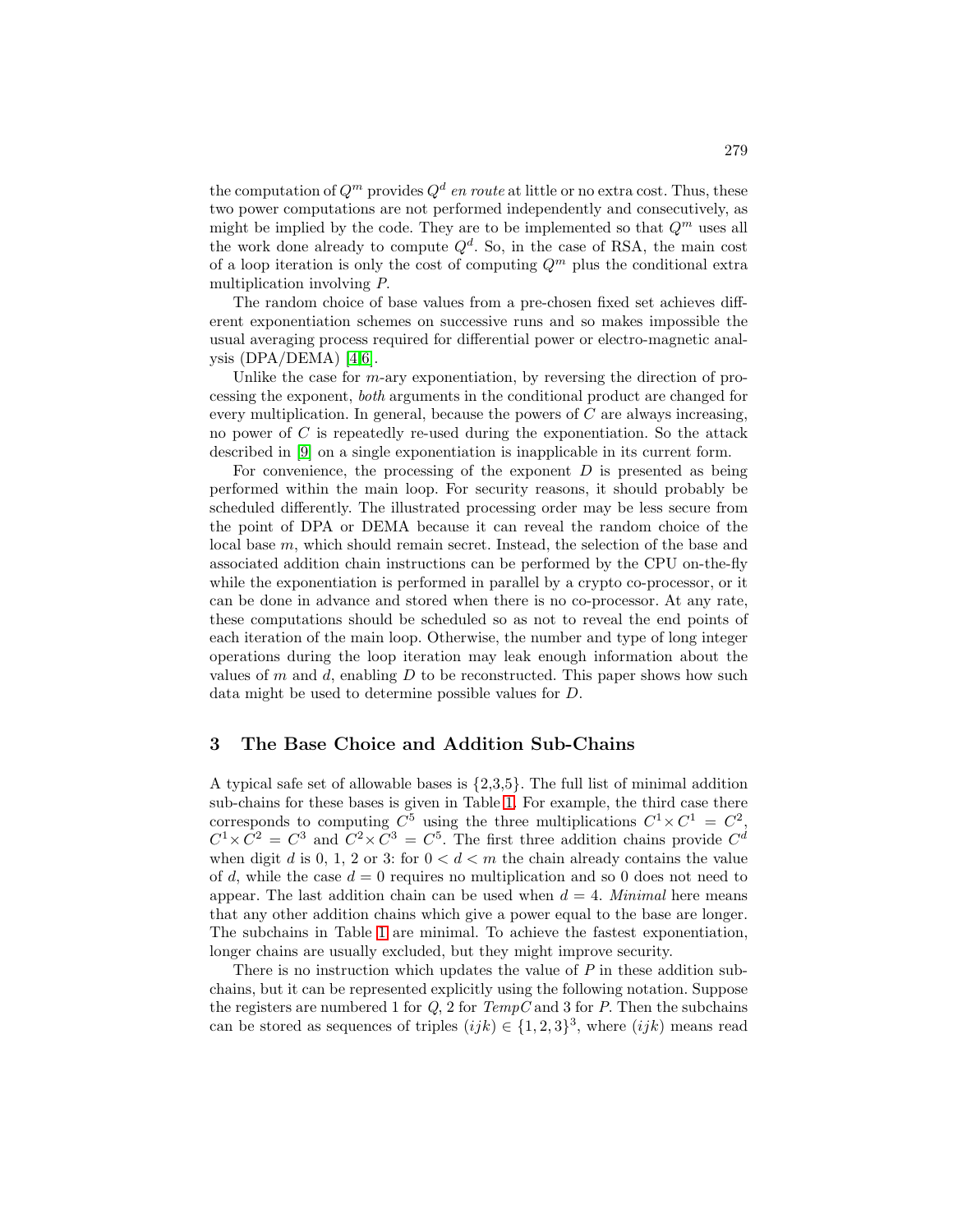the computation of $Q^m$ provides $Q^d$ *en route* at little or no extra cost. Thus, these two power computations are not performed independently and consecutively, as might be implied by the code. They are to be implemented so that $Q^m$ uses all the work done already to compute $Q^d$. So, in the case of RSA, the main cost of a loop iteration is only the cost of computing $Q^m$ plus the conditional extra multiplication involving $P$.

The random choice of base values from a pre-chosen fixed set achieves different exponentiation schemes on successive runs and so makes impossible the usual averaging process required for differential power or electro-magnetic analysis (DPA/DEMA) [4,6].

Unlike the case for $m$-ary exponentiation, by reversing the direction of processing the exponent, *both* arguments in the conditional product are changed for every multiplication. In general, because the powers of $C$ are always increasing, no power of $C$ is repeatedly re-used during the exponentiation. So the attack described in [9] on a single exponentiation is inapplicable in its current form.

For convenience, the processing of the exponent $D$ is presented as being performed within the main loop. For security reasons, it should probably be scheduled differently. The illustrated processing order may be less secure from the point of DPA or DEMA because it can reveal the random choice of the local base $m$, which should remain secret. Instead, the selection of the base and associated addition chain instructions can be performed by the CPU on-the-fly while the exponentiation is performed in parallel by a crypto co-processor, or it can be done in advance and stored when there is no co-processor. At any rate, these computations should be scheduled so as not to reveal the end points of each iteration of the main loop. Otherwise, the number and type of long integer operations during the loop iteration may leak enough information about the values of $m$ and $d$, enabling $D$ to be reconstructed. This paper shows how such data might be used to determine possible values for $D$.

## 3 The Base Choice and Addition Sub-Chains

A typical safe set of allowable bases is {2,3,5}. The full list of minimal addition sub-chains for these bases is given in Table 1. For example, the third case there corresponds to computing $C^5$ using the three multiplications $C^1 \times C^1 = C^2$, $C^1 \times C^2 = C^3$ and $C^2 \times C^3 = C^5$. The first three addition chains provide $C^d$ when digit $d$ is 0, 1, 2 or 3: for $0 < d < m$ the chain already contains the value of $d$, while the case $d = 0$ requires no multiplication and so 0 does not need to appear. The last addition chain can be used when $d = 4$. *Minimal* here means that any other addition chains which give a power equal to the base are longer. The subchains in Table 1 are minimal. To achieve the fastest exponentiation, longer chains are usually excluded, but they might improve security.

There is no instruction which updates the value of $P$ in these addition subchains, but it can be represented explicitly using the following notation. Suppose the registers are numbered 1 for $Q$, 2 for *TempC* and 3 for $P$. Then the subchains can be stored as sequences of triples $(ijk) \in \{1, 2, 3\}^3$, where $(ijk)$ means read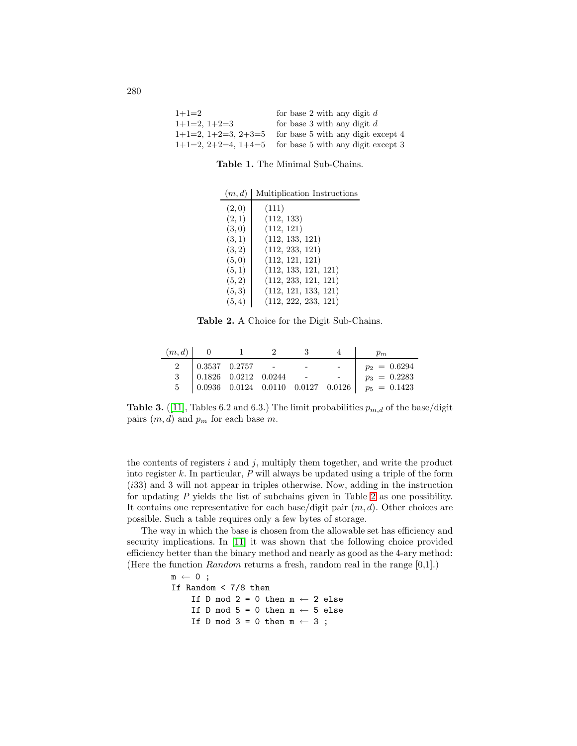| | |
|---|---|
| 1+1=2 | for base 2 with any digit $d$ |
| 1+1=2, 1+2=3 | for base 3 with any digit $d$ |
| 1+1=2, 1+2=3, 2+3=5 | for base 5 with any digit except 4 |
| 1+1=2, 2+2=4, 1+4=5 | for base 5 with any digit except 3 |

**Table 1.** The Minimal Sub-Chains.

| $(m, d)$ | Multiplication Instructions |
|---|---|
| $(2, 0)$ | (111) |
| $(2, 1)$ | (112, 133) |
| $(3, 0)$ | (112, 121) |
| $(3, 1)$ | (112, 133, 121) |
| $(3, 2)$ | (112, 233, 121) |
| $(5, 0)$ | (112, 121, 121) |
| $(5, 1)$ | (112, 133, 121, 121) |
| $(5, 2)$ | (112, 233, 121, 121) |
| $(5, 3)$ | (112, 121, 133, 121) |
| $(5, 4)$ | (112, 222, 233, 121) |

**Table 2.** A Choice for the Digit Sub-Chains.

| $(m, d)$ | 0 | 1 | 2 | 3 | 4 | $p_m$ |
|---|---|---|---|---|---|---|
| 2 | 0.3537 | 0.2757 | - | - | - | $p_2 = 0.6294$ |
| 3 | 0.1826 | 0.0212 | 0.0244 | - | - | $p_3 = 0.2283$ |
| 5 | 0.0936 | 0.0124 | 0.0110 | 0.0127 | 0.0126 | $p_5 = 0.1423$ |

**Table 3.** ([11], Tables 6.2 and 6.3.) The limit probabilities $p_{m,d}$ of the base/digit pairs $(m, d)$ and $p_m$ for each base $m$.

the contents of registers $i$ and $j$, multiply them together, and write the product into register $k$. In particular, $P$ will always be updated using a triple of the form $(i33)$ and 3 will not appear in triples otherwise. Now, adding in the instruction for updating $P$ yields the list of subchains given in Table 2 as one possibility. It contains one representative for each base/digit pair $(m, d)$. Other choices are possible. Such a table requires only a few bytes of storage.

The way in which the base is chosen from the allowable set has efficiency and security implications. In [11] it was shown that the following choice provided efficiency better than the binary method and nearly as good as the 4-ary method: (Here the function *Random* returns a fresh, random real in the range [0,1].)

```
m ← 0 ;
If Random < 7/8 then
    If D mod 2 = 0 then m ← 2 else
    If D mod 5 = 0 then m ← 5 else
    If D mod 3 = 0 then m ← 3 ;
```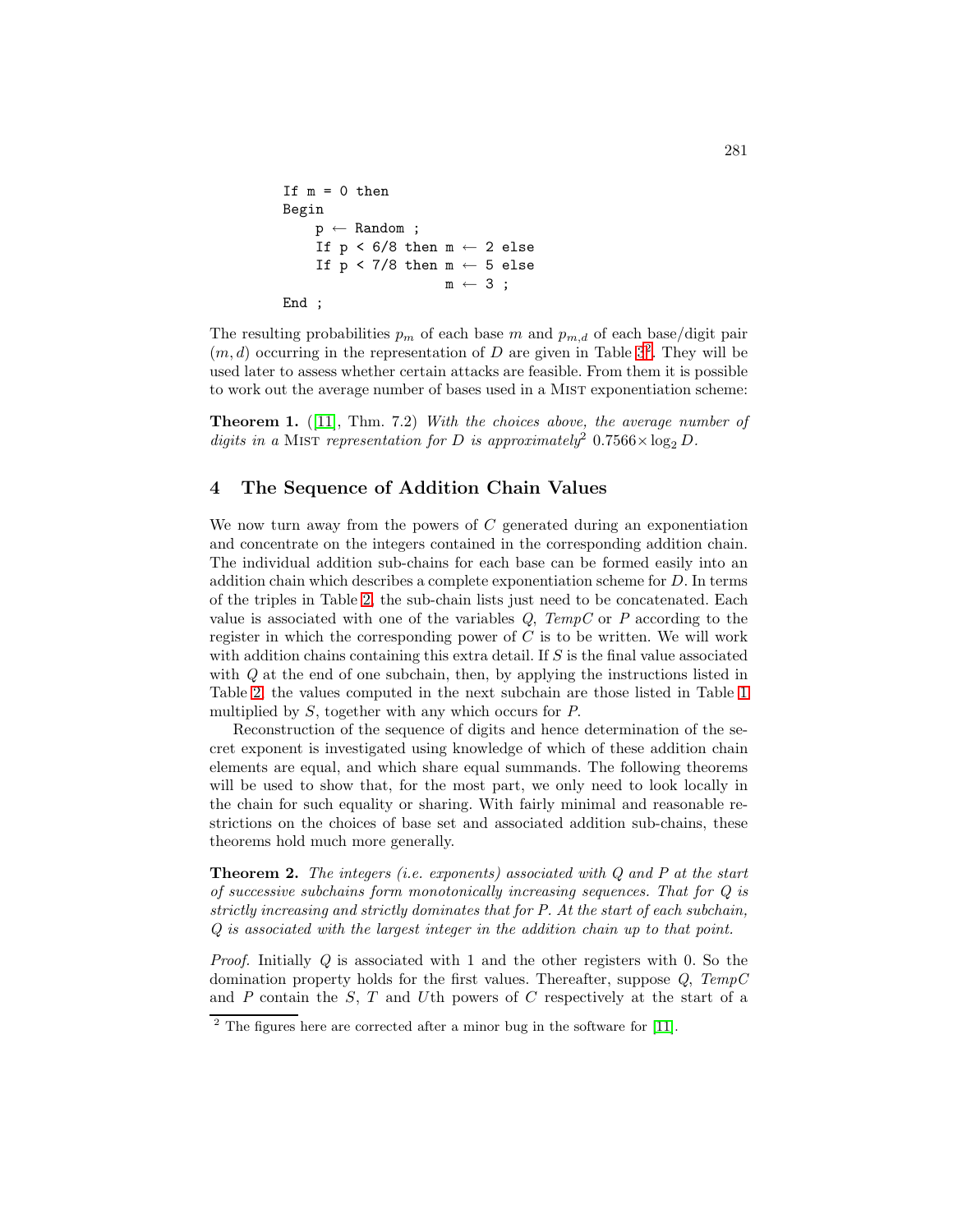```
If m = 0 then
Begin
    p ← Random ;
    If p < 6/8 then m ← 2 else
    If p < 7/8 then m ← 5 else
                    m ← 3 ;
End ;
```

The resulting probabilities $p_m$ of each base $m$ and $p_{m,d}$ of each base/digit pair $(m, d)$ occurring in the representation of $D$ are given in Table 3[2]. They will be used later to assess whether certain attacks are feasible. From them it is possible to work out the average number of bases used in a Mist exponentiation scheme:

**Theorem 1.** ([11], Thm. 7.2) *With the choices above, the average number of digits in a* Mist *representation for* $D$ *is approximately*[2] $0.7566 \times \log_2 D$.

## 4 The Sequence of Addition Chain Values

We now turn away from the powers of $C$ generated during an exponentiation and concentrate on the integers contained in the corresponding addition chain. The individual addition sub-chains for each base can be formed easily into an addition chain which describes a complete exponentiation scheme for $D$. In terms of the triples in Table 2, the sub-chain lists just need to be concatenated. Each value is associated with one of the variables $Q$, $TempC$ or $P$ according to the register in which the corresponding power of $C$ is to be written. We will work with addition chains containing this extra detail. If $S$ is the final value associated with $Q$ at the end of one subchain, then, by applying the instructions listed in Table 2, the values computed in the next subchain are those listed in Table 1 multiplied by $S$, together with any which occurs for $P$.

Reconstruction of the sequence of digits and hence determination of the secret exponent is investigated using knowledge of which of these addition chain elements are equal, and which share equal summands. The following theorems will be used to show that, for the most part, we only need to look locally in the chain for such equality or sharing. With fairly minimal and reasonable restrictions on the choices of base set and associated addition sub-chains, these theorems hold much more generally.

**Theorem 2.** *The integers (i.e. exponents) associated with* $Q$ *and* $P$ *at the start of successive subchains form monotonically increasing sequences. That for* $Q$ *is strictly increasing and strictly dominates that for* $P$*. At the start of each subchain,* $Q$ *is associated with the largest integer in the addition chain up to that point.*

*Proof.* Initially $Q$ is associated with 1 and the other registers with 0. So the domination property holds for the first values. Thereafter, suppose $Q$, $TempC$ and $P$ contain the $S$, $T$ and $U$th powers of $C$ respectively at the start of a

[2] The figures here are corrected after a minor bug in the software for [11].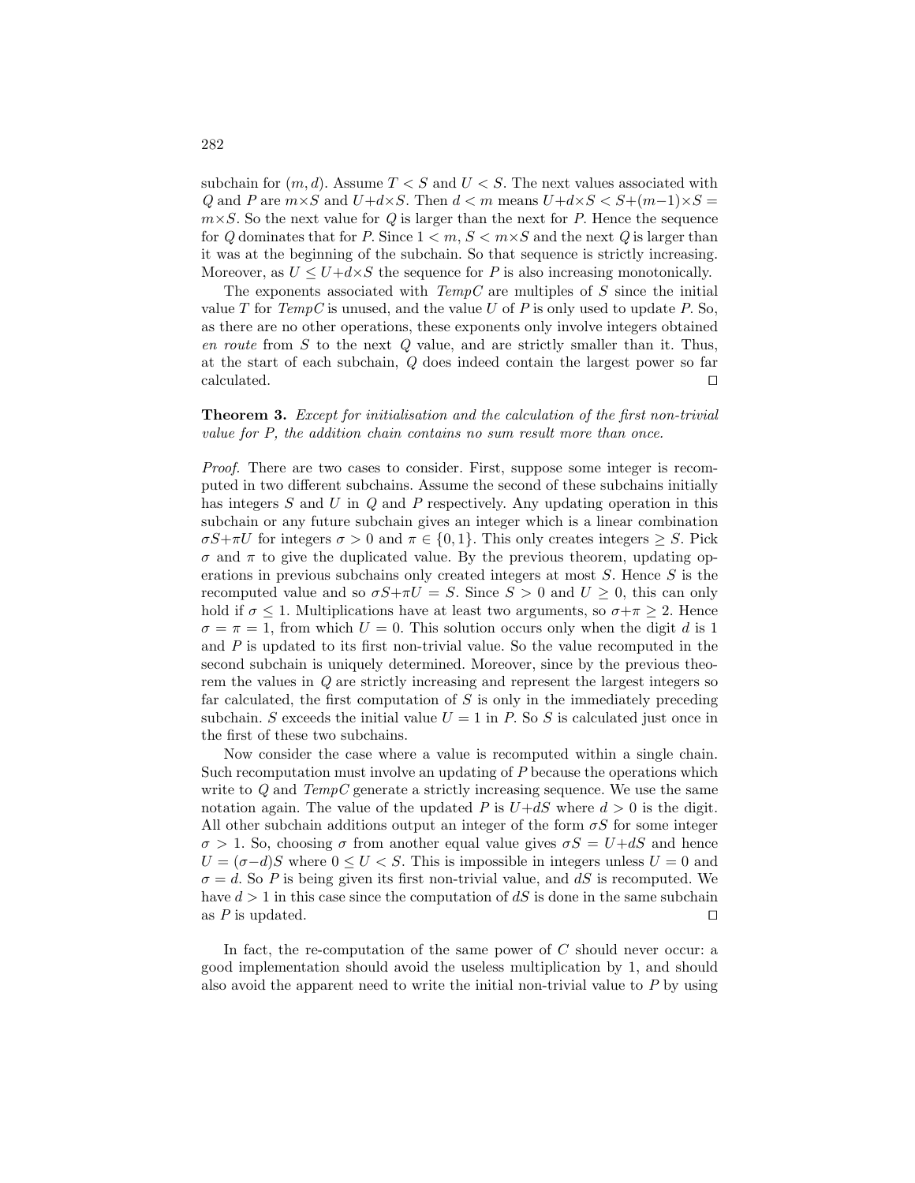subchain for $(m, d)$. Assume $T < S$ and $U < S$. The next values associated with $Q$ and $P$ are $m{\times}S$ and $U{+}d{\times}S$. Then $d < m$ means $U{+}d{\times}S < S{+}(m{-}1){\times}S = m{\times}S$. So the next value for $Q$ is larger than the next for $P$. Hence the sequence for $Q$ dominates that for $P$. Since $1 < m$, $S < m{\times}S$ and the next $Q$ is larger than it was at the beginning of the subchain. So that sequence is strictly increasing. Moreover, as $U \le U{+}d{\times}S$ the sequence for $P$ is also increasing monotonically.

The exponents associated with *TempC* are multiples of $S$ since the initial value $T$ for *TempC* is unused, and the value $U$ of $P$ is only used to update $P$. So, as there are no other operations, these exponents only involve integers obtained *en route* from $S$ to the next $Q$ value, and are strictly smaller than it. Thus, at the start of each subchain, $Q$ does indeed contain the largest power so far calculated. □

**Theorem 3.** *Except for initialisation and the calculation of the first non-trivial value for P, the addition chain contains no sum result more than once.*

*Proof.* There are two cases to consider. First, suppose some integer is recomputed in two different subchains. Assume the second of these subchains initially has integers $S$ and $U$ in $Q$ and $P$ respectively. Any updating operation in this subchain or any future subchain gives an integer which is a linear combination $\sigma S{+}\pi U$ for integers $\sigma > 0$ and $\pi \in \{0, 1\}$. This only creates integers $\ge S$. Pick $\sigma$ and $\pi$ to give the duplicated value. By the previous theorem, updating operations in previous subchains only created integers at most $S$. Hence $S$ is the recomputed value and so $\sigma S{+}\pi U = S$. Since $S > 0$ and $U \ge 0$, this can only hold if $\sigma \le 1$. Multiplications have at least two arguments, so $\sigma{+}\pi \ge 2$. Hence $\sigma = \pi = 1$, from which $U = 0$. This solution occurs only when the digit $d$ is 1 and $P$ is updated to its first non-trivial value. So the value recomputed in the second subchain is uniquely determined. Moreover, since by the previous theorem the values in $Q$ are strictly increasing and represent the largest integers so far calculated, the first computation of $S$ is only in the immediately preceding subchain. $S$ exceeds the initial value $U = 1$ in $P$. So $S$ is calculated just once in the first of these two subchains.

Now consider the case where a value is recomputed within a single chain. Such recomputation must involve an updating of $P$ because the operations which write to $Q$ and *TempC* generate a strictly increasing sequence. We use the same notation again. The value of the updated $P$ is $U{+}dS$ where $d > 0$ is the digit. All other subchain additions output an integer of the form $\sigma S$ for some integer $\sigma > 1$. So, choosing $\sigma$ from another equal value gives $\sigma S = U{+}dS$ and hence $U = (\sigma{-}d)S$ where $0 \le U < S$. This is impossible in integers unless $U = 0$ and $\sigma = d$. So $P$ is being given its first non-trivial value, and $dS$ is recomputed. We have $d > 1$ in this case since the computation of $dS$ is done in the same subchain as $P$ is updated. □

In fact, the re-computation of the same power of $C$ should never occur: a good implementation should avoid the useless multiplication by 1, and should also avoid the apparent need to write the initial non-trivial value to $P$ by using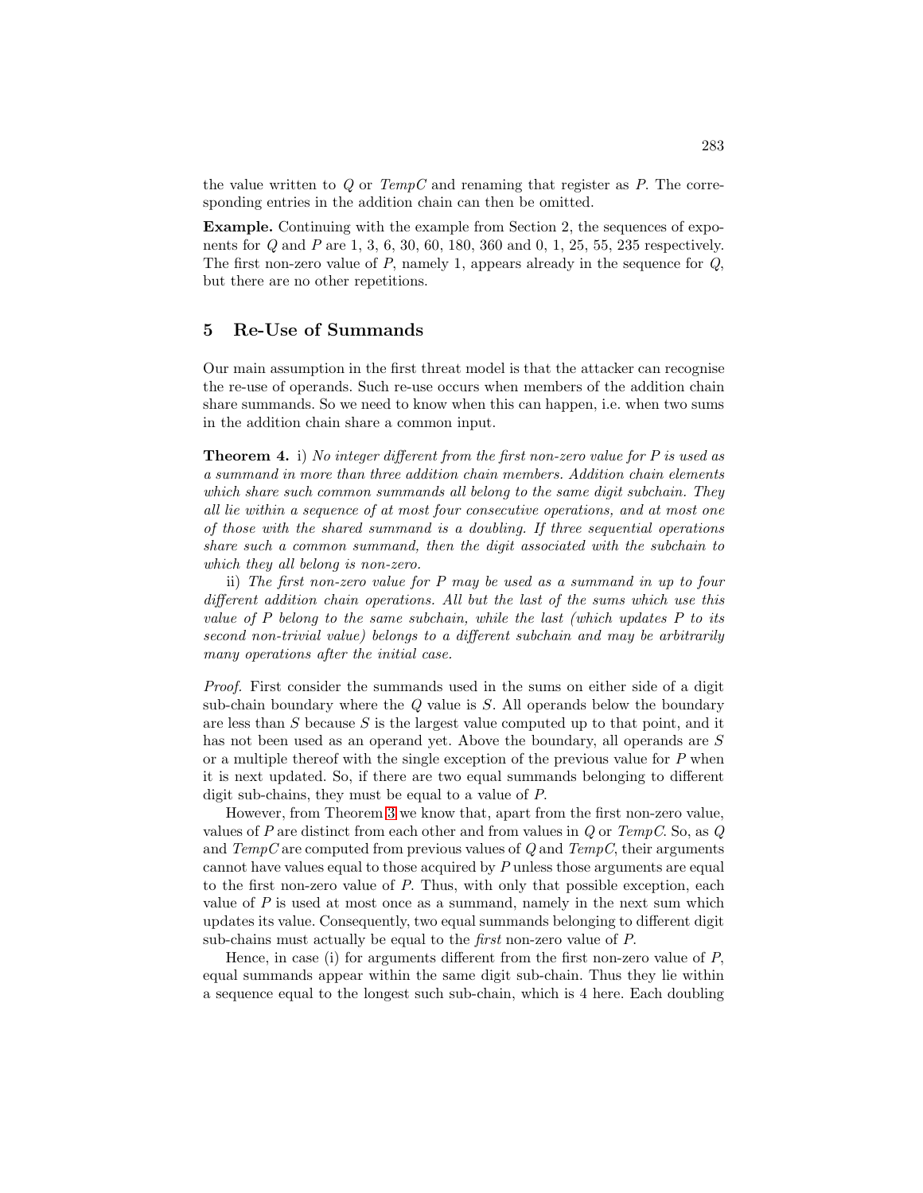the value written to $Q$ or *TempC* and renaming that register as $P$. The corresponding entries in the addition chain can then be omitted.

**Example.** Continuing with the example from Section 2, the sequences of exponents for $Q$ and $P$ are 1, 3, 6, 30, 60, 180, 360 and 0, 1, 25, 55, 235 respectively. The first non-zero value of $P$, namely 1, appears already in the sequence for $Q$, but there are no other repetitions.

## 5 Re-Use of Summands

Our main assumption in the first threat model is that the attacker can recognise the re-use of operands. Such re-use occurs when members of the addition chain share summands. So we need to know when this can happen, i.e. when two sums in the addition chain share a common input.

**Theorem 4.** i) *No integer different from the first non-zero value for $P$ is used as a summand in more than three addition chain members. Addition chain elements which share such common summands all belong to the same digit subchain. They all lie within a sequence of at most four consecutive operations, and at most one of those with the shared summand is a doubling. If three sequential operations share such a common summand, then the digit associated with the subchain to which they all belong is non-zero.*

ii) *The first non-zero value for $P$ may be used as a summand in up to four different addition chain operations. All but the last of the sums which use this value of $P$ belong to the same subchain, while the last (which updates $P$ to its second non-trivial value) belongs to a different subchain and may be arbitrarily many operations after the initial case.*

*Proof.* First consider the summands used in the sums on either side of a digit sub-chain boundary where the $Q$ value is $S$. All operands below the boundary are less than $S$ because $S$ is the largest value computed up to that point, and it has not been used as an operand yet. Above the boundary, all operands are $S$ or a multiple thereof with the single exception of the previous value for $P$ when it is next updated. So, if there are two equal summands belonging to different digit sub-chains, they must be equal to a value of $P$.

However, from Theorem 3 we know that, apart from the first non-zero value, values of $P$ are distinct from each other and from values in $Q$ or *TempC*. So, as $Q$ and *TempC* are computed from previous values of $Q$ and *TempC*, their arguments cannot have values equal to those acquired by $P$ unless those arguments are equal to the first non-zero value of $P$. Thus, with only that possible exception, each value of $P$ is used at most once as a summand, namely in the next sum which updates its value. Consequently, two equal summands belonging to different digit sub-chains must actually be equal to the *first* non-zero value of $P$.

Hence, in case (i) for arguments different from the first non-zero value of $P$, equal summands appear within the same digit sub-chain. Thus they lie within a sequence equal to the longest such sub-chain, which is 4 here. Each doubling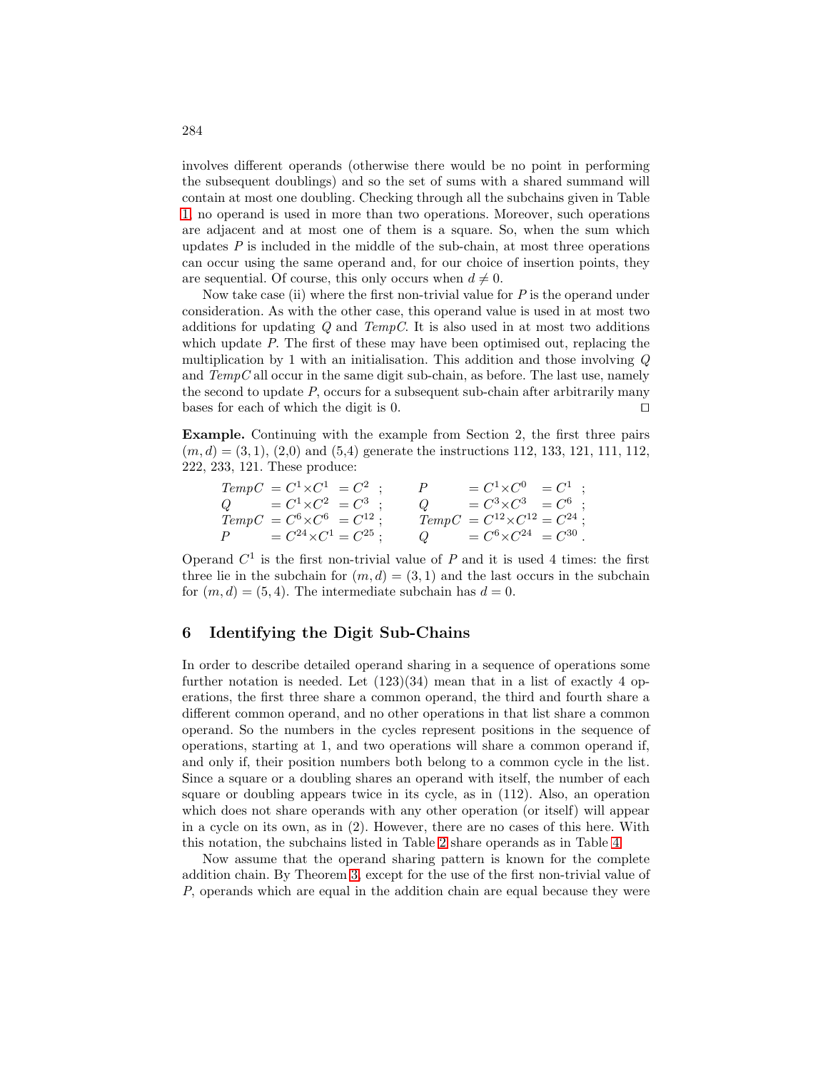involves different operands (otherwise there would be no point in performing the subsequent doublings) and so the set of sums with a shared summand will contain at most one doubling. Checking through all the subchains given in Table 1, no operand is used in more than two operations. Moreover, such operations are adjacent and at most one of them is a square. So, when the sum which updates $P$ is included in the middle of the sub-chain, at most three operations can occur using the same operand and, for our choice of insertion points, they are sequential. Of course, this only occurs when $d \neq 0$.

Now take case (ii) where the first non-trivial value for $P$ is the operand under consideration. As with the other case, this operand value is used in at most two additions for updating $Q$ and $TempC$. It is also used in at most two additions which update $P$. The first of these may have been optimised out, replacing the multiplication by 1 with an initialisation. This addition and those involving $Q$ and $TempC$ all occur in the same digit sub-chain, as before. The last use, namely the second to update $P$, occurs for a subsequent sub-chain after arbitrarily many bases for each of which the digit is 0. $\square$

**Example.** Continuing with the example from Section 2, the first three pairs $(m, d) = (3, 1)$, (2,0) and (5,4) generate the instructions 112, 133, 121, 111, 112, 222, 233, 121. These produce:

$$
\begin{array}{llll}
TempC = C^1 \times C^1 = C^2 \ ; & \quad P = C^1 \times C^0 = C^1 \ ; \\
Q = C^1 \times C^2 = C^3 \ ; & \quad Q = C^3 \times C^3 = C^6 \ ; \\
TempC = C^6 \times C^6 = C^{12} \ ; & \quad TempC = C^{12} \times C^{12} = C^{24} \ ; \\
P = C^{24} \times C^1 = C^{25} \ ; & \quad Q = C^6 \times C^{24} = C^{30} \ .
\end{array}
$$

Operand $C^1$ is the first non-trivial value of $P$ and it is used 4 times: the first three lie in the subchain for $(m, d) = (3, 1)$ and the last occurs in the subchain for $(m, d) = (5, 4)$. The intermediate subchain has $d = 0$.

## 6 Identifying the Digit Sub-Chains

In order to describe detailed operand sharing in a sequence of operations some further notation is needed. Let (123)(34) mean that in a list of exactly 4 operations, the first three share a common operand, the third and fourth share a different common operand, and no other operations in that list share a common operand. So the numbers in the cycles represent positions in the sequence of operations, starting at 1, and two operations will share a common operand if, and only if, their position numbers both belong to a common cycle in the list. Since a square or a doubling shares an operand with itself, the number of each square or doubling appears twice in its cycle, as in (112). Also, an operation which does not share operands with any other operation (or itself) will appear in a cycle on its own, as in (2). However, there are no cases of this here. With this notation, the subchains listed in Table 2 share operands as in Table 4.

Now assume that the operand sharing pattern is known for the complete addition chain. By Theorem 3, except for the use of the first non-trivial value of $P$, operands which are equal in the addition chain are equal because they were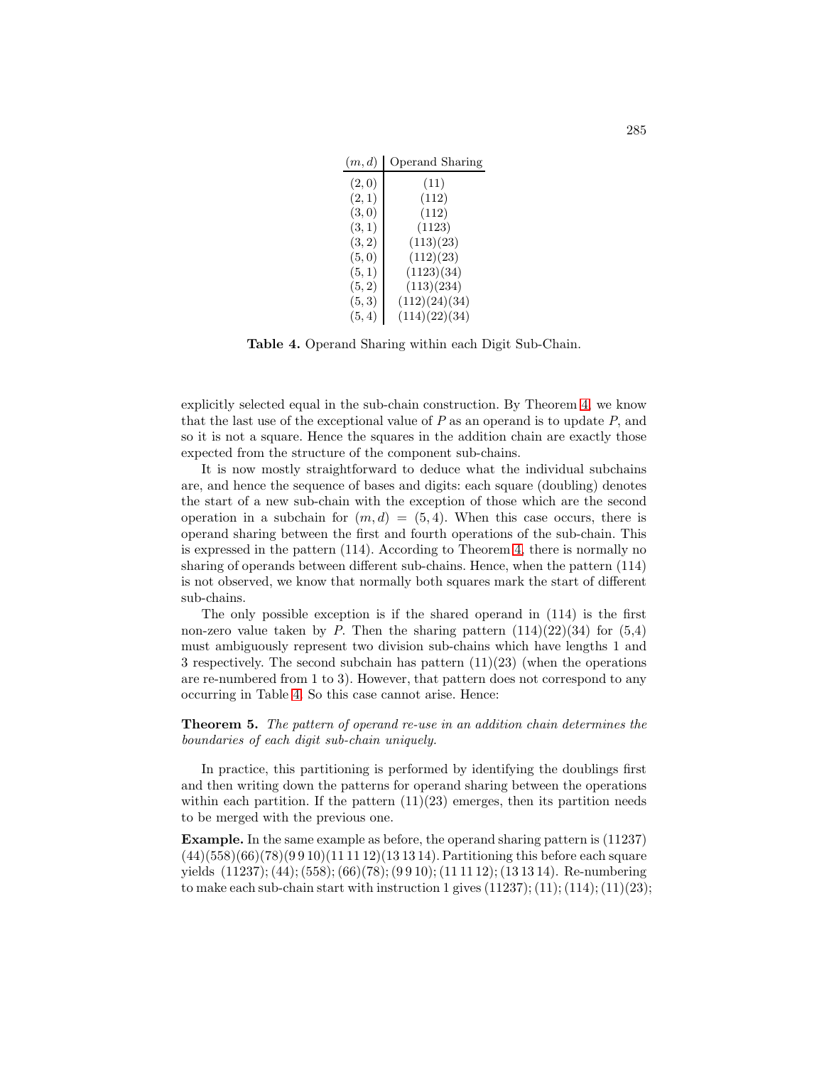| $(m,d)$ | Operand Sharing |
|---|---|
| $(2,0)$ | (11) |
| $(2,1)$ | (112) |
| $(3,0)$ | (112) |
| $(3,1)$ | (1123) |
| $(3,2)$ | (113)(23) |
| $(5,0)$ | (112)(23) |
| $(5,1)$ | (1123)(34) |
| $(5,2)$ | (113)(234) |
| $(5,3)$ | (112)(24)(34) |
| $(5,4)$ | (114)(22)(34) |

**Table 4.** Operand Sharing within each Digit Sub-Chain.

explicitly selected equal in the sub-chain construction. By Theorem 4, we know that the last use of the exceptional value of $P$ as an operand is to update $P$, and so it is not a square. Hence the squares in the addition chain are exactly those expected from the structure of the component sub-chains.

It is now mostly straightforward to deduce what the individual subchains are, and hence the sequence of bases and digits: each square (doubling) denotes the start of a new sub-chain with the exception of those which are the second operation in a subchain for $(m,d) = (5,4)$. When this case occurs, there is operand sharing between the first and fourth operations of the sub-chain. This is expressed in the pattern (114). According to Theorem 4, there is normally no sharing of operands between different sub-chains. Hence, when the pattern (114) is not observed, we know that normally both squares mark the start of different sub-chains.

The only possible exception is if the shared operand in (114) is the first non-zero value taken by $P$. Then the sharing pattern (114)(22)(34) for (5,4) must ambiguously represent two division sub-chains which have lengths 1 and 3 respectively. The second subchain has pattern (11)(23) (when the operations are re-numbered from 1 to 3). However, that pattern does not correspond to any occurring in Table 4. So this case cannot arise. Hence:

**Theorem 5.** *The pattern of operand re-use in an addition chain determines the boundaries of each digit sub-chain uniquely.*

In practice, this partitioning is performed by identifying the doublings first and then writing down the patterns for operand sharing between the operations within each partition. If the pattern (11)(23) emerges, then its partition needs to be merged with the previous one.

**Example.** In the same example as before, the operand sharing pattern is (11237) (44)(558)(66)(78)(9 9 10)(11 11 12)(13 13 14). Partitioning this before each square yields (11237); (44); (558); (66)(78); (9 9 10); (11 11 12); (13 13 14). Re-numbering to make each sub-chain start with instruction 1 gives (11237); (11); (114); (11)(23);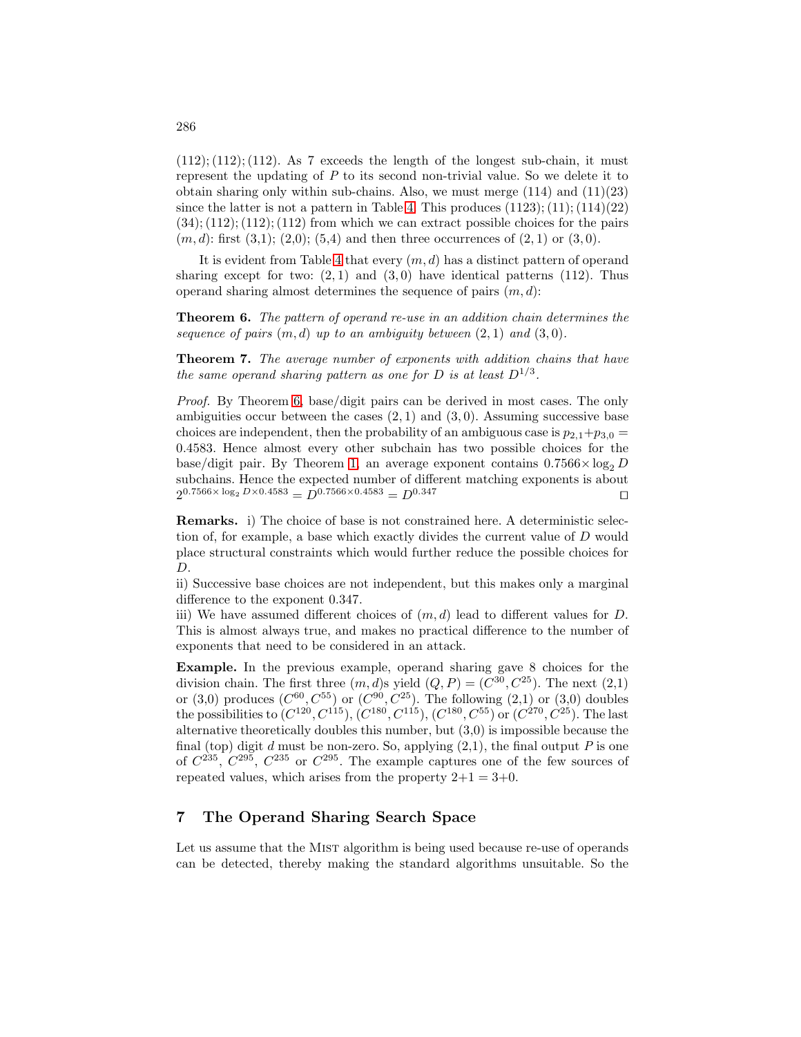(112); (112); (112). As 7 exceeds the length of the longest sub-chain, it must represent the updating of $P$ to its second non-trivial value. So we delete it to obtain sharing only within sub-chains. Also, we must merge (114) and (11)(23) since the latter is not a pattern in Table 4. This produces (1123); (11); (114)(22) (34); (112); (112); (112) from which we can extract possible choices for the pairs $(m, d)$: first (3,1); (2,0); (5,4) and then three occurrences of (2,1) or (3,0).

It is evident from Table 4 that every $(m, d)$ has a distinct pattern of operand sharing except for two: $(2, 1)$ and $(3, 0)$ have identical patterns (112). Thus operand sharing almost determines the sequence of pairs $(m, d)$:

**Theorem 6.** *The pattern of operand re-use in an addition chain determines the sequence of pairs $(m, d)$ up to an ambiguity between $(2, 1)$ and $(3, 0)$.*

**Theorem 7.** *The average number of exponents with addition chains that have the same operand sharing pattern as one for $D$ is at least $D^{1/3}$.*

*Proof.* By Theorem 6, base/digit pairs can be derived in most cases. The only ambiguities occur between the cases $(2, 1)$ and $(3, 0)$. Assuming successive base choices are independent, then the probability of an ambiguous case is $p_{2,1}+p_{3,0} = 0.4583$. Hence almost every other subchain has two possible choices for the base/digit pair. By Theorem 1, an average exponent contains $0.7566\times \log_2 D$ subchains. Hence the expected number of different matching exponents is about $2^{0.7566\times \log_2 D\times 0.4583} = D^{0.7566\times 0.4583} = D^{0.347}$ □

**Remarks.** i) The choice of base is not constrained here. A deterministic selection of, for example, a base which exactly divides the current value of $D$ would place structural constraints which would further reduce the possible choices for $D$.
ii) Successive base choices are not independent, but this makes only a marginal difference to the exponent 0.347.
iii) We have assumed different choices of $(m, d)$ lead to different values for $D$. This is almost always true, and makes no practical difference to the number of exponents that need to be considered in an attack.

**Example.** In the previous example, operand sharing gave 8 choices for the division chain. The first three $(m, d)$s yield $(Q, P) = (C^{30}, C^{25})$. The next (2,1) or (3,0) produces $(C^{60}, C^{55})$ or $(C^{90}, C^{25})$. The following (2,1) or (3,0) doubles the possibilities to $(C^{120}, C^{115})$, $(C^{180}, C^{115})$, $(C^{180}, C^{55})$ or $(C^{270}, C^{25})$. The last alternative theoretically doubles this number, but (3,0) is impossible because the final (top) digit $d$ must be non-zero. So, applying (2,1), the final output $P$ is one of $C^{235}$, $C^{295}$, $C^{235}$ or $C^{295}$. The example captures one of the few sources of repeated values, which arises from the property 2+1 = 3+0.

## 7 The Operand Sharing Search Space

Let us assume that the Mist algorithm is being used because re-use of operands can be detected, thereby making the standard algorithms unsuitable. So the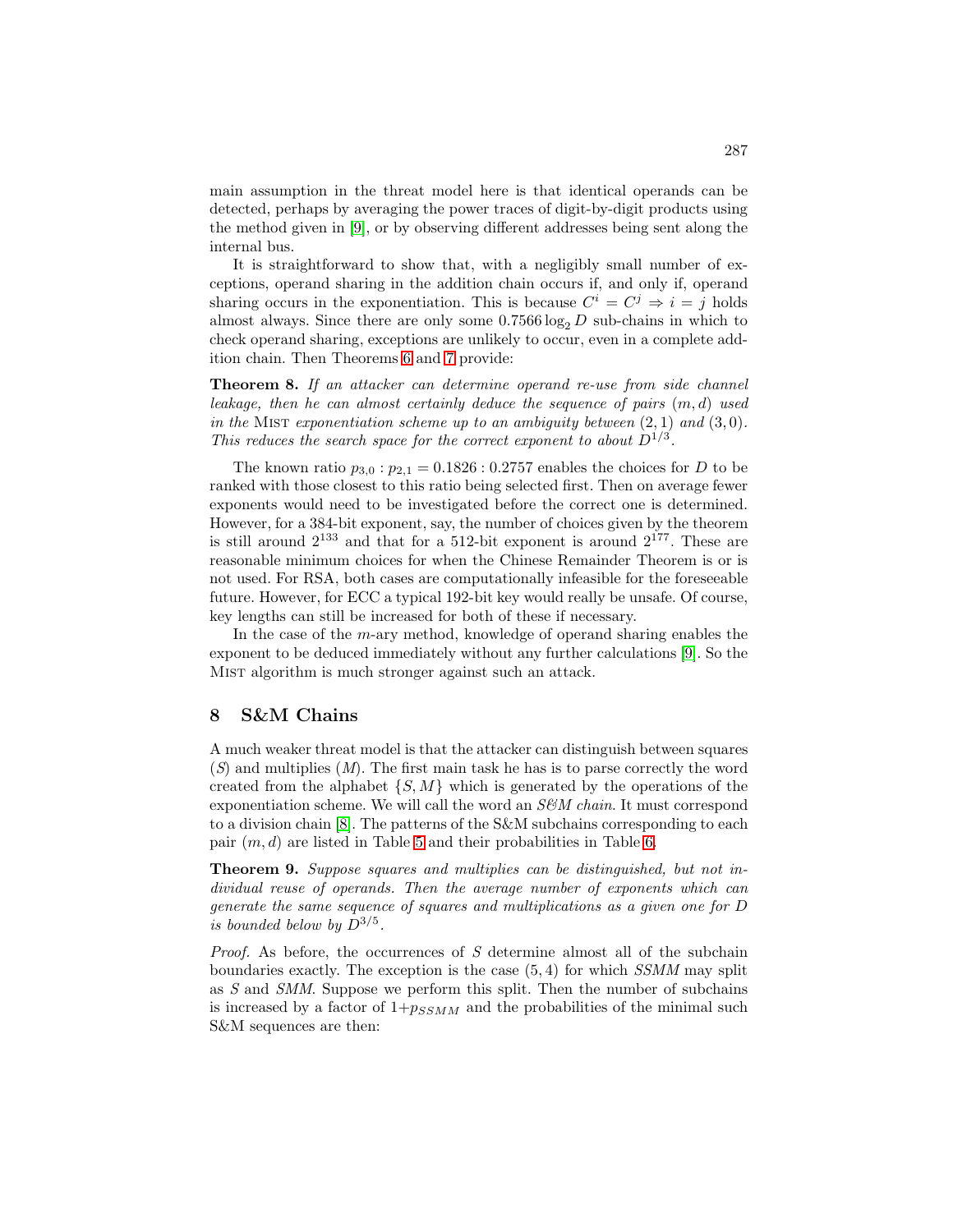main assumption in the threat model here is that identical operands can be detected, perhaps by averaging the power traces of digit-by-digit products using the method given in [9], or by observing different addresses being sent along the internal bus.

It is straightforward to show that, with a negligibly small number of exceptions, operand sharing in the addition chain occurs if, and only if, operand sharing occurs in the exponentiation. This is because $C^i = C^j \Rightarrow i = j$ holds almost always. Since there are only some $0.7566 \log_2 D$ sub-chains in which to check operand sharing, exceptions are unlikely to occur, even in a complete addition chain. Then Theorems 6 and 7 provide:

**Theorem 8.** *If an attacker can determine operand re-use from side channel leakage, then he can almost certainly deduce the sequence of pairs $(m, d)$ used in the* Mist *exponentiation scheme up to an ambiguity between $(2, 1)$ and $(3, 0)$. This reduces the search space for the correct exponent to about $D^{1/3}$.*

The known ratio $p_{3,0} : p_{2,1} = 0.1826 : 0.2757$ enables the choices for $D$ to be ranked with those closest to this ratio being selected first. Then on average fewer exponents would need to be investigated before the correct one is determined. However, for a 384-bit exponent, say, the number of choices given by the theorem is still around $2^{133}$ and that for a 512-bit exponent is around $2^{177}$. These are reasonable minimum choices for when the Chinese Remainder Theorem is or is not used. For RSA, both cases are computationally infeasible for the foreseeable future. However, for ECC a typical 192-bit key would really be unsafe. Of course, key lengths can still be increased for both of these if necessary.

In the case of the $m$-ary method, knowledge of operand sharing enables the exponent to be deduced immediately without any further calculations [9]. So the Mist algorithm is much stronger against such an attack.

## 8 S&M Chains

A much weaker threat model is that the attacker can distinguish between squares ($S$) and multiplies ($M$). The first main task he has is to parse correctly the word created from the alphabet $\{S, M\}$ which is generated by the operations of the exponentiation scheme. We will call the word an *S&M chain*. It must correspond to a division chain [8]. The patterns of the S&M subchains corresponding to each pair $(m, d)$ are listed in Table 5 and their probabilities in Table 6.

**Theorem 9.** *Suppose squares and multiplies can be distinguished, but not individual reuse of operands. Then the average number of exponents which can generate the same sequence of squares and multiplications as a given one for $D$ is bounded below by $D^{3/5}$.*

*Proof.* As before, the occurrences of $S$ determine almost all of the subchain boundaries exactly. The exception is the case $(5, 4)$ for which *SSMM* may split as *S* and *SMM*. Suppose we perform this split. Then the number of subchains is increased by a factor of $1 + p_{SSMM}$ and the probabilities of the minimal such S&M sequences are then: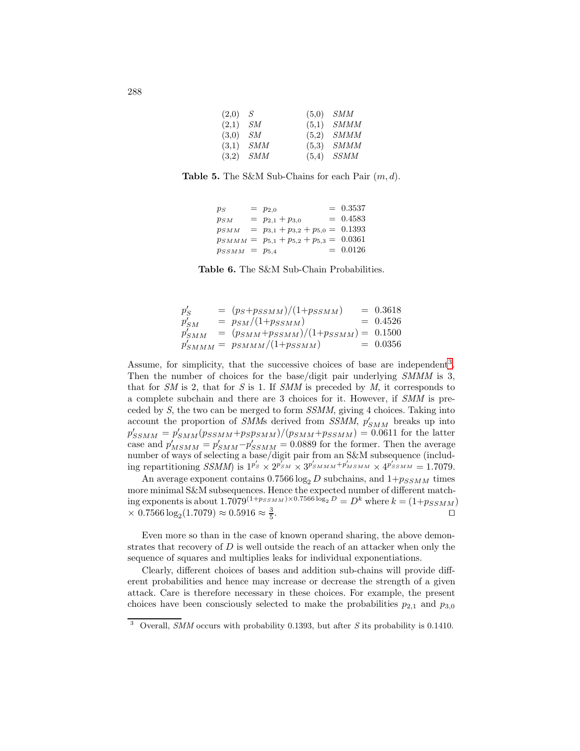| | | | |
|---|---|---|---|
| (2,0) | *S* | (5,0) | *SMM* |
| (2,1) | *SM* | (5,1) | *SMMM* |
| (3,0) | *SM* | (5,2) | *SMMM* |
| (3,1) | *SMM* | (5,3) | *SMMM* |
| (3,2) | *SMM* | (5,4) | *SSMM* |

**Table 5.** The S&M Sub-Chains for each Pair $(m, d)$.

$$
\begin{aligned}
p_S &= p_{2,0} &&= 0.3537 \\
p_{SM} &= p_{2,1} + p_{3,0} &&= 0.4583 \\
p_{SMM} &= p_{3,1} + p_{3,2} + p_{5,0} &&= 0.1393 \\
p_{SMMM} &= p_{5,1} + p_{5,2} + p_{5,3} &&= 0.0361 \\
p_{SSMM} &= p_{5,4} &&= 0.0126
\end{aligned}
$$

**Table 6.** The S&M Sub-Chain Probabilities.

$$
\begin{aligned}
p'_S &= (p_S + p_{SSMM})/(1+p_{SSMM}) &&= 0.3618 \\
p'_{SM} &= p_{SM}/(1+p_{SSMM}) &&= 0.4526 \\
p'_{SMM} &= (p_{SMM}+p_{SSMM})/(1+p_{SSMM}) &&= 0.1500 \\
p'_{SMMM} &= p_{SMMM}/(1+p_{SSMM}) &&= 0.0356
\end{aligned}
$$

Assume, for simplicity, that the successive choices of base are independent[3]. Then the number of choices for the base/digit pair underlying *SMMM* is 3, that for *SM* is 2, that for *S* is 1. If *SMM* is preceded by *M*, it corresponds to a complete subchain and there are 3 choices for it. However, if *SMM* is preceded by *S*, the two can be merged to form *SSMM*, giving 4 choices. Taking into account the proportion of *SMM*s derived from *SSMM*, $p'_{SMM}$ breaks up into $p'_{SSMM} = p'_{SMM}(p_{SSMM}+p_S p_{SMM})/(p_{SMM}+p_{SSMM}) = 0.0611$ for the latter case and $p'_{MSMM} = p'_{SMM} - p'_{SSMM} = 0.0889$ for the former. Then the average number of ways of selecting a base/digit pair from an S&M subsequence (including repartitioning *SSMM*) is $1^{p'_S} \times 2^{p'_{SM}} \times 3^{p'_{SMMM}+p'_{MSMM}} \times 4^{p'_{SSMM}} = 1.7079$.

An average exponent contains $0.7566 \log_2 D$ subchains, and $1+p_{SSMM}$ times more minimal S&M subsequences. Hence the expected number of different matching exponents is about $1.7079^{(1+p_{SSMM})\times 0.7566 \log_2 D} = D^k$ where $k = (1+p_{SSMM}) \times 0.7566 \log_2(1.7079) \approx 0.5916 \approx \frac{3}{5}$. □

Even more so than in the case of known operand sharing, the above demonstrates that recovery of $D$ is well outside the reach of an attacker when only the sequence of squares and multiplies leaks for individual exponentiations.

Clearly, different choices of bases and addition sub-chains will provide different probabilities and hence may increase or decrease the strength of a given attack. Care is therefore necessary in these choices. For example, the present choices have been consciously selected to make the probabilities $p_{2,1}$ and $p_{3,0}$

[3] Overall, *SMM* occurs with probability 0.1393, but after *S* its probability is 0.1410.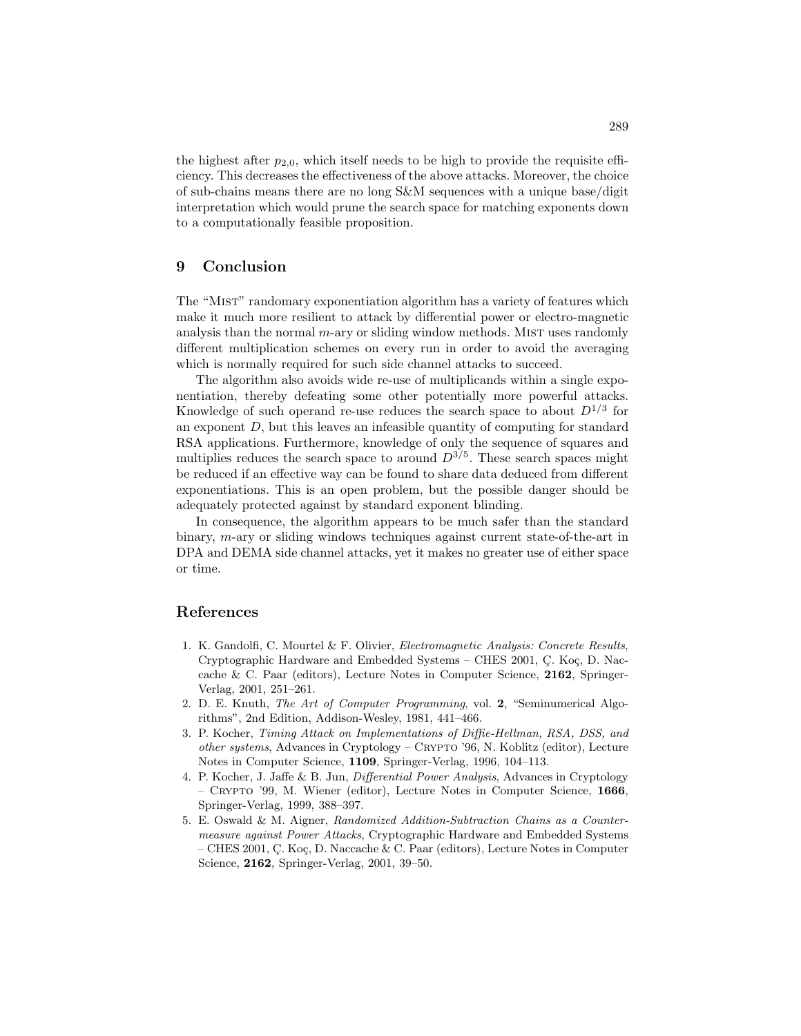the highest after $p_{2,0}$, which itself needs to be high to provide the requisite efficiency. This decreases the effectiveness of the above attacks. Moreover, the choice of sub-chains means there are no long S&M sequences with a unique base/digit interpretation which would prune the search space for matching exponents down to a computationally feasible proposition.

## 9 Conclusion

The "Mist" randomary exponentiation algorithm has a variety of features which make it much more resilient to attack by differential power or electro-magnetic analysis than the normal $m$-ary or sliding window methods. Mist uses randomly different multiplication schemes on every run in order to avoid the averaging which is normally required for such side channel attacks to succeed.

The algorithm also avoids wide re-use of multiplicands within a single exponentiation, thereby defeating some other potentially more powerful attacks. Knowledge of such operand re-use reduces the search space to about $D^{1/3}$ for an exponent $D$, but this leaves an infeasible quantity of computing for standard RSA applications. Furthermore, knowledge of only the sequence of squares and multiplies reduces the search space to around $D^{3/5}$. These search spaces might be reduced if an effective way can be found to share data deduced from different exponentiations. This is an open problem, but the possible danger should be adequately protected against by standard exponent blinding.

In consequence, the algorithm appears to be much safer than the standard binary, $m$-ary or sliding windows techniques against current state-of-the-art in DPA and DEMA side channel attacks, yet it makes no greater use of either space or time.

## References

1. K. Gandolfi, C. Mourtel & F. Olivier, *Electromagnetic Analysis: Concrete Results*, Cryptographic Hardware and Embedded Systems – CHES 2001, Ç. Koç, D. Naccache & C. Paar (editors), Lecture Notes in Computer Science, **2162**, Springer-Verlag, 2001, 251–261.
2. D. E. Knuth, *The Art of Computer Programming*, vol. **2**, "Seminumerical Algorithms", 2nd Edition, Addison-Wesley, 1981, 441–466.
3. P. Kocher, *Timing Attack on Implementations of Diffie-Hellman, RSA, DSS, and other systems*, Advances in Cryptology – Crypto '96, N. Koblitz (editor), Lecture Notes in Computer Science, **1109**, Springer-Verlag, 1996, 104–113.
4. P. Kocher, J. Jaffe & B. Jun, *Differential Power Analysis*, Advances in Cryptology – Crypto '99, M. Wiener (editor), Lecture Notes in Computer Science, **1666**, Springer-Verlag, 1999, 388–397.
5. E. Oswald & M. Aigner, *Randomized Addition-Subtraction Chains as a Countermeasure against Power Attacks*, Cryptographic Hardware and Embedded Systems – CHES 2001, Ç. Koç, D. Naccache & C. Paar (editors), Lecture Notes in Computer Science, **2162**, Springer-Verlag, 2001, 39–50.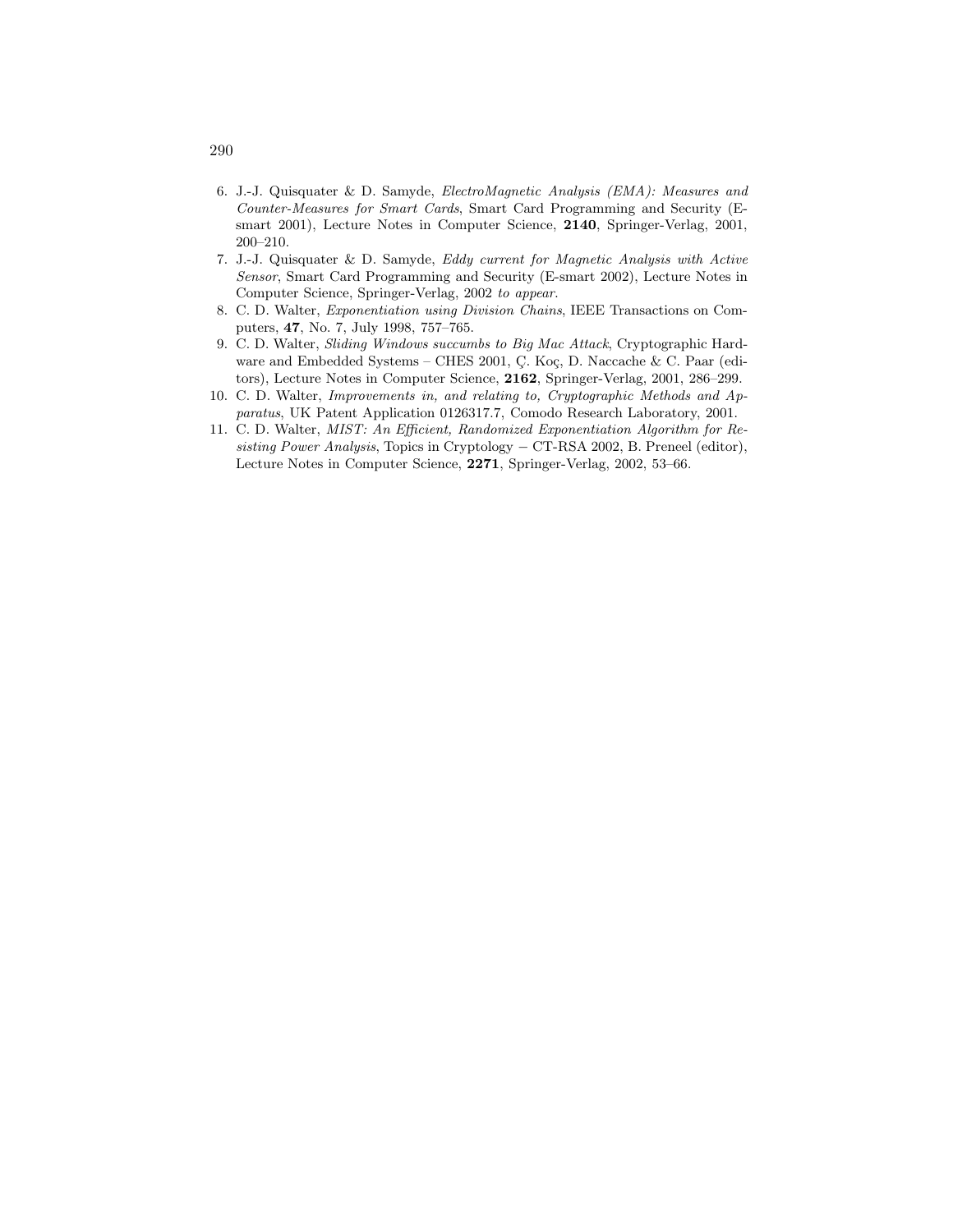6. J.-J. Quisquater & D. Samyde, *ElectroMagnetic Analysis (EMA): Measures and Counter-Measures for Smart Cards*, Smart Card Programming and Security (E-smart 2001), Lecture Notes in Computer Science, **2140**, Springer-Verlag, 2001, 200–210.
7. J.-J. Quisquater & D. Samyde, *Eddy current for Magnetic Analysis with Active Sensor*, Smart Card Programming and Security (E-smart 2002), Lecture Notes in Computer Science, Springer-Verlag, 2002 *to appear*.
8. C. D. Walter, *Exponentiation using Division Chains*, IEEE Transactions on Computers, **47**, No. 7, July 1998, 757–765.
9. C. D. Walter, *Sliding Windows succumbs to Big Mac Attack*, Cryptographic Hardware and Embedded Systems – CHES 2001, Ç. Koç, D. Naccache & C. Paar (editors), Lecture Notes in Computer Science, **2162**, Springer-Verlag, 2001, 286–299.
10. C. D. Walter, *Improvements in, and relating to, Cryptographic Methods and Apparatus*, UK Patent Application 0126317.7, Comodo Research Laboratory, 2001.
11. C. D. Walter, *MIST: An Efficient, Randomized Exponentiation Algorithm for Resisting Power Analysis*, Topics in Cryptology − CT-RSA 2002, B. Preneel (editor), Lecture Notes in Computer Science, **2271**, Springer-Verlag, 2002, 53–66.